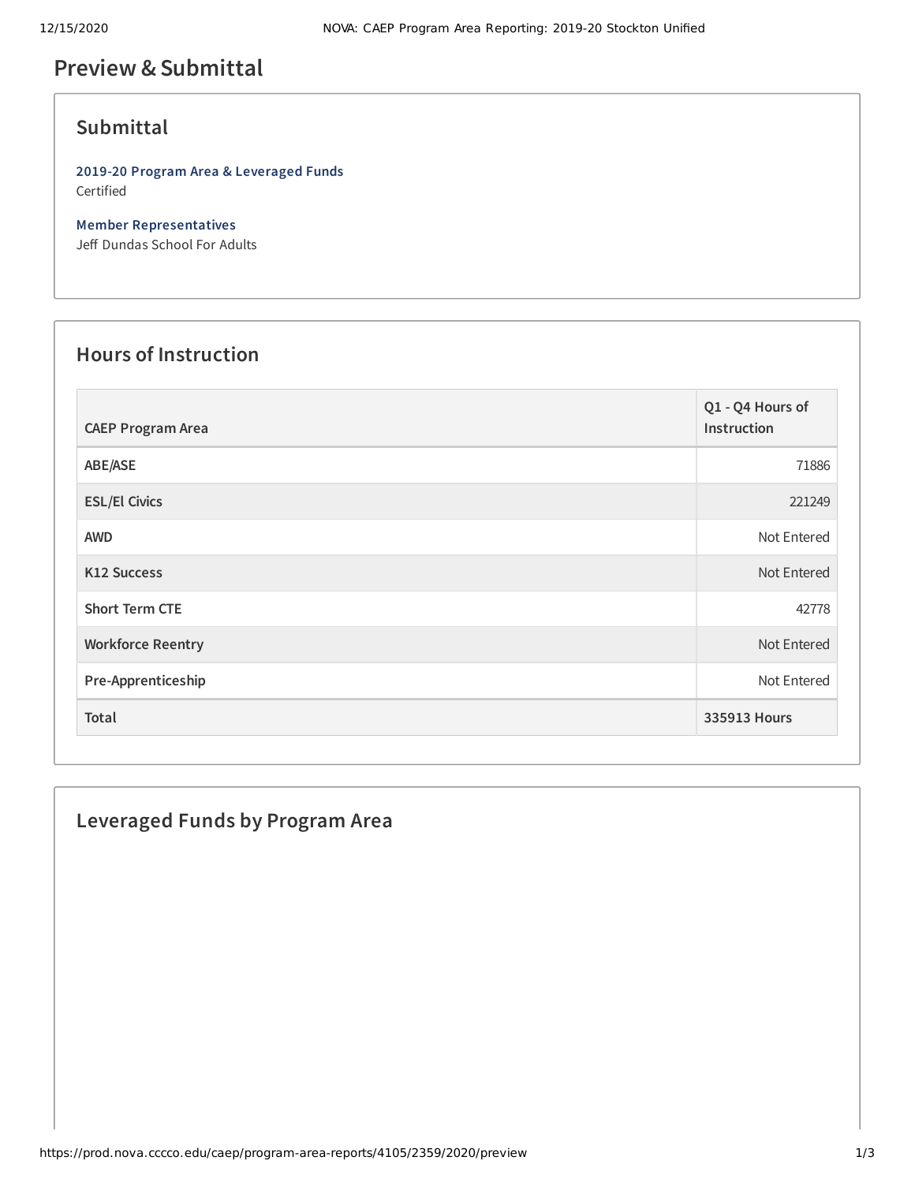# Preview & Submittal

## Submittal

**2019-20 Program Area & Leveraged Funds**
Certified

**Member Representatives**
Jeff Dundas School For Adults

## Hours of Instruction

| CAEP Program Area | Q1 - Q4 Hours of Instruction |
|---|---|
| ABE/ASE | 71886 |
| ESL/El Civics | 221249 |
| AWD | Not Entered |
| K12 Success | Not Entered |
| Short Term CTE | 42778 |
| Workforce Reentry | Not Entered |
| Pre-Apprenticeship | Not Entered |
| **Total** | **335913 Hours** |

## Leveraged Funds by Program Area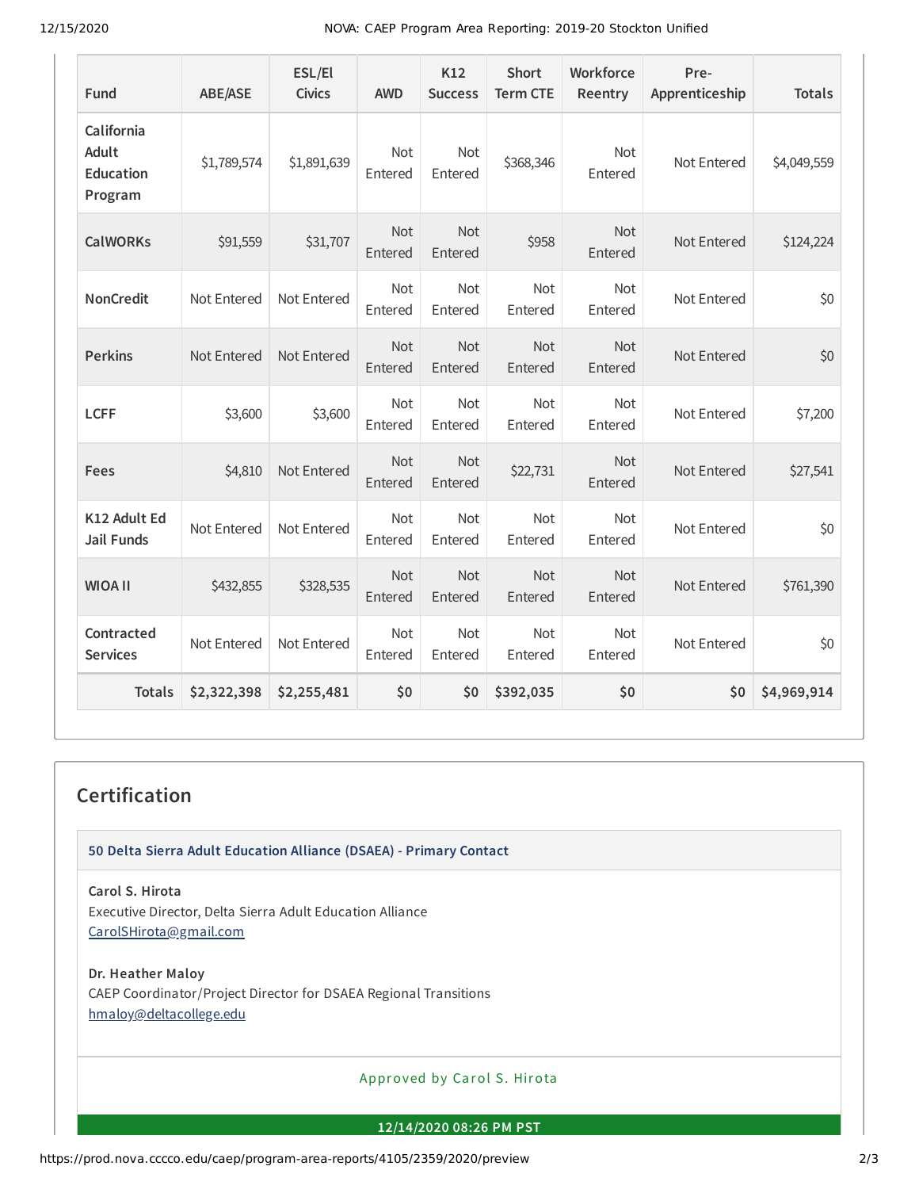| Fund | ABE/ASE | ESL/El Civics | AWD | K12 Success | Short Term CTE | Workforce Reentry | Pre-Apprenticeship | Totals |
| --- | --- | --- | --- | --- | --- | --- | --- | --- |
| California Adult Education Program | $1,789,574 | $1,891,639 | Not Entered | Not Entered | $368,346 | Not Entered | Not Entered | $4,049,559 |
| CalWORKs | $91,559 | $31,707 | Not Entered | Not Entered | $958 | Not Entered | Not Entered | $124,224 |
| NonCredit | Not Entered | Not Entered | Not Entered | Not Entered | Not Entered | Not Entered | Not Entered | $0 |
| Perkins | Not Entered | Not Entered | Not Entered | Not Entered | Not Entered | Not Entered | Not Entered | $0 |
| LCFF | $3,600 | $3,600 | Not Entered | Not Entered | Not Entered | Not Entered | Not Entered | $7,200 |
| Fees | $4,810 | Not Entered | Not Entered | Not Entered | $22,731 | Not Entered | Not Entered | $27,541 |
| K12 Adult Ed Jail Funds | Not Entered | Not Entered | Not Entered | Not Entered | Not Entered | Not Entered | Not Entered | $0 |
| WIOA II | $432,855 | $328,535 | Not Entered | Not Entered | Not Entered | Not Entered | Not Entered | $761,390 |
| Contracted Services | Not Entered | Not Entered | Not Entered | Not Entered | Not Entered | Not Entered | Not Entered | $0 |
| **Totals** | **$2,322,398** | **$2,255,481** | **$0** | **$0** | **$392,035** | **$0** | **$0** | **$4,969,914** |

## Certification

**50 Delta Sierra Adult Education Alliance (DSAEA) - Primary Contact**

**Carol S. Hirota**
Executive Director, Delta Sierra Adult Education Alliance
CarolSHirota@gmail.com

**Dr. Heather Maloy**
CAEP Coordinator/Project Director for DSAEA Regional Transitions
hmaloy@deltacollege.edu

Approved by Carol S. Hirota

**12/14/2020 08:26 PM PST**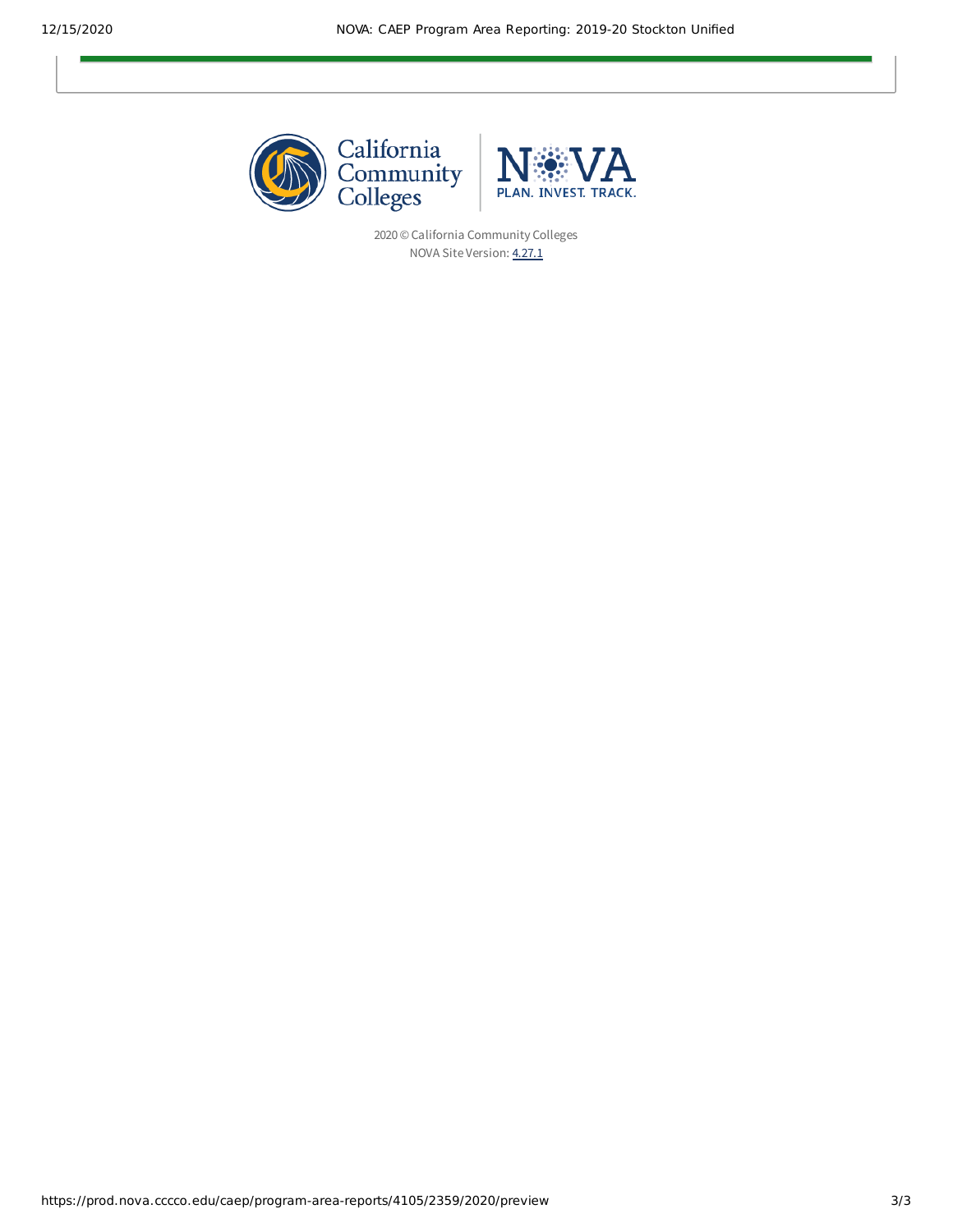2020 © California Community Colleges

NOVA Site Version: 4.27.1